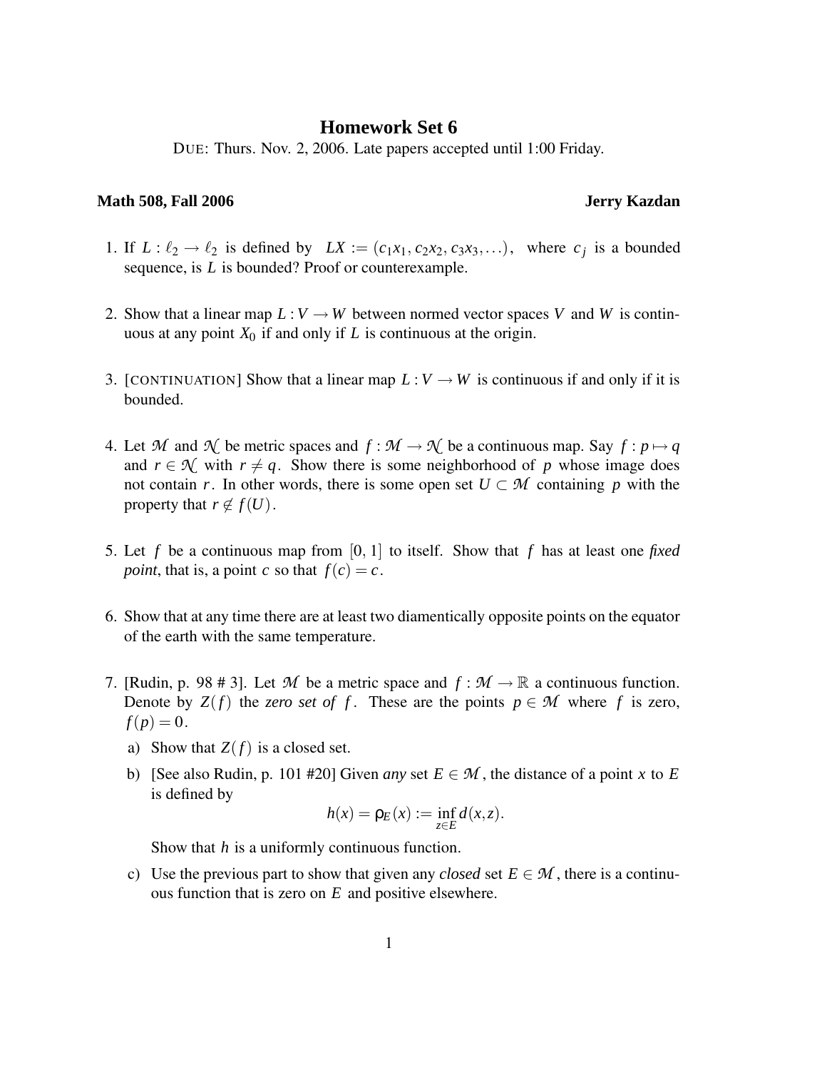# Homework Set 6

DUE: Thurs. Nov. 2, 2006. Late papers accepted until 1:00 Friday.

**Math 508, Fall 2006** **Jerry Kazdan**

1. If $L : \ell_2 \to \ell_2$ is defined by $LX := (c_1x_1, c_2x_2, c_3x_3, \ldots)$, where $c_j$ is a bounded sequence, is $L$ is bounded? Proof or counterexample.

2. Show that a linear map $L : V \to W$ between normed vector spaces $V$ and $W$ is continuous at any point $X_0$ if and only if $L$ is continuous at the origin.

3. [CONTINUATION] Show that a linear map $L : V \to W$ is continuous if and only if it is bounded.

4. Let $\mathcal{M}$ and $\mathcal{N}$ be metric spaces and $f : \mathcal{M} \to \mathcal{N}$ be a continuous map. Say $f : p \mapsto q$ and $r \in \mathcal{N}$ with $r \neq q$. Show there is some neighborhood of $p$ whose image does not contain $r$. In other words, there is some open set $U \subset \mathcal{M}$ containing $p$ with the property that $r \notin f(U)$.

5. Let $f$ be a continuous map from $[0, 1]$ to itself. Show that $f$ has at least one *fixed point*, that is, a point $c$ so that $f(c) = c$.

6. Show that at any time there are at least two diamentically opposite points on the equator of the earth with the same temperature.

7. [Rudin, p. 98 # 3]. Let $\mathcal{M}$ be a metric space and $f : \mathcal{M} \to \mathbb{R}$ a continuous function. Denote by $Z(f)$ the *zero set of* $f$. These are the points $p \in \mathcal{M}$ where $f$ is zero, $f(p) = 0$.

   a) Show that $Z(f)$ is a closed set.

   b) [See also Rudin, p. 101 #20] Given *any* set $E \in \mathcal{M}$, the distance of a point $x$ to $E$ is defined by
   $$h(x) = \rho_E(x) := \inf_{z \in E} d(x, z).$$
   Show that $h$ is a uniformly continuous function.

   c) Use the previous part to show that given any *closed* set $E \in \mathcal{M}$, there is a continuous function that is zero on $E$ and positive elsewhere.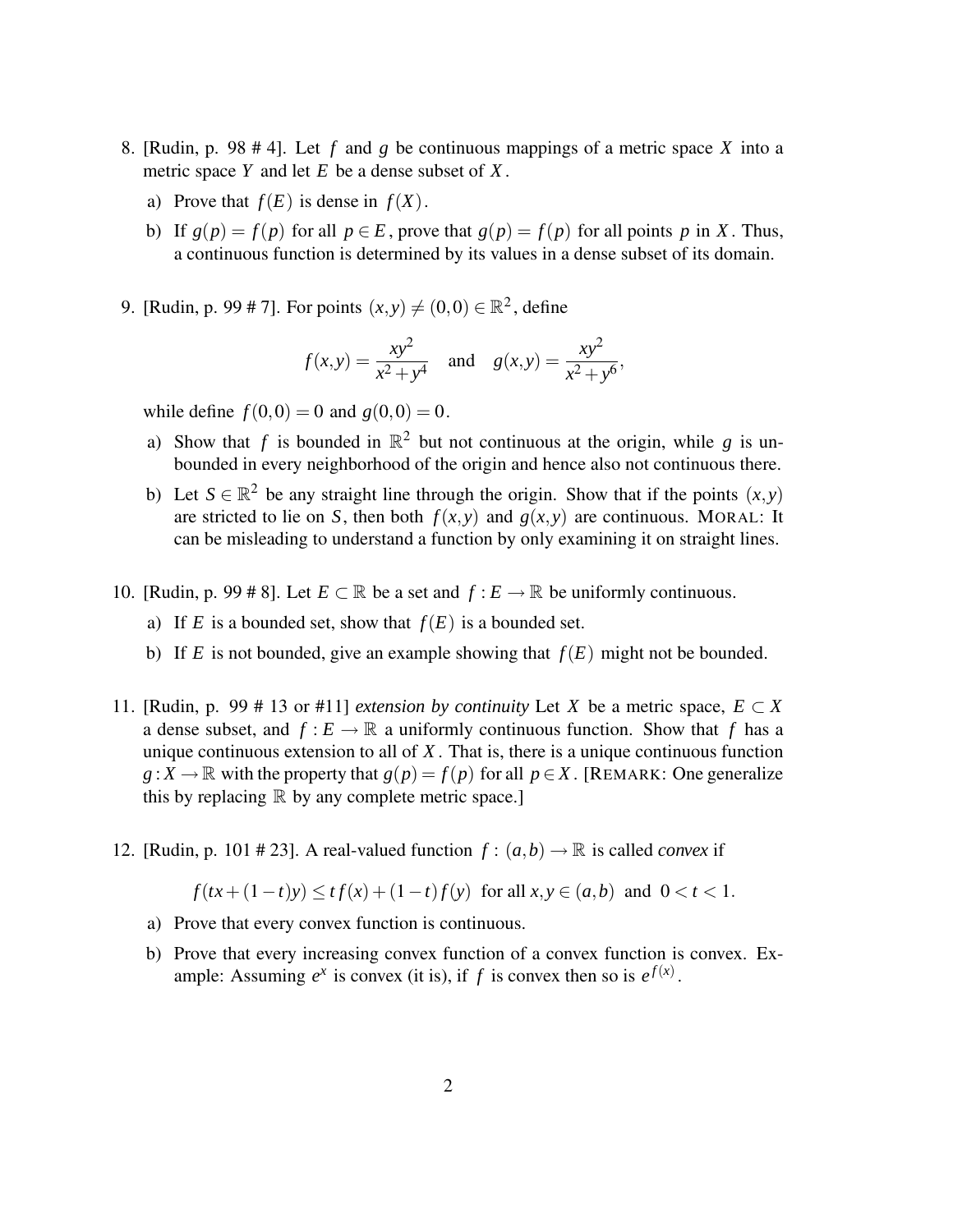8. [Rudin, p. 98 # 4]. Let $f$ and $g$ be continuous mappings of a metric space $X$ into a metric space $Y$ and let $E$ be a dense subset of $X$.

   a) Prove that $f(E)$ is dense in $f(X)$.

   b) If $g(p) = f(p)$ for all $p \in E$, prove that $g(p) = f(p)$ for all points $p$ in $X$. Thus, a continuous function is determined by its values in a dense subset of its domain.

9. [Rudin, p. 99 # 7]. For points $(x,y) \neq (0,0) \in \mathbb{R}^2$, define

$$f(x,y) = \frac{xy^2}{x^2+y^4} \quad \text{and} \quad g(x,y) = \frac{xy^2}{x^2+y^6},$$

   while define $f(0,0) = 0$ and $g(0,0) = 0$.

   a) Show that $f$ is bounded in $\mathbb{R}^2$ but not continuous at the origin, while $g$ is unbounded in every neighborhood of the origin and hence also not continuous there.

   b) Let $S \in \mathbb{R}^2$ be any straight line through the origin. Show that if the points $(x,y)$ are stricted to lie on $S$, then both $f(x,y)$ and $g(x,y)$ are continuous. MORAL: It can be misleading to understand a function by only examining it on straight lines.

10. [Rudin, p. 99 # 8]. Let $E \subset \mathbb{R}$ be a set and $f : E \to \mathbb{R}$ be uniformly continuous.

    a) If $E$ is a bounded set, show that $f(E)$ is a bounded set.

    b) If $E$ is not bounded, give an example showing that $f(E)$ might not be bounded.

11. [Rudin, p. 99 # 13 or #11] *extension by continuity* Let $X$ be a metric space, $E \subset X$ a dense subset, and $f : E \to \mathbb{R}$ a uniformly continuous function. Show that $f$ has a unique continuous extension to all of $X$. That is, there is a unique continuous function $g : X \to \mathbb{R}$ with the property that $g(p) = f(p)$ for all $p \in X$. [REMARK: One generalize this by replacing $\mathbb{R}$ by any complete metric space.]

12. [Rudin, p. 101 # 23]. A real-valued function $f : (a,b) \to \mathbb{R}$ is called *convex* if

$$f(tx + (1-t)y) \leq t f(x) + (1-t) f(y) \;\text{ for all } x, y \in (a,b) \;\text{ and }\; 0 < t < 1.$$

    a) Prove that every convex function is continuous.

    b) Prove that every increasing convex function of a convex function is convex. Example: Assuming $e^x$ is convex (it is), if $f$ is convex then so is $e^{f(x)}$.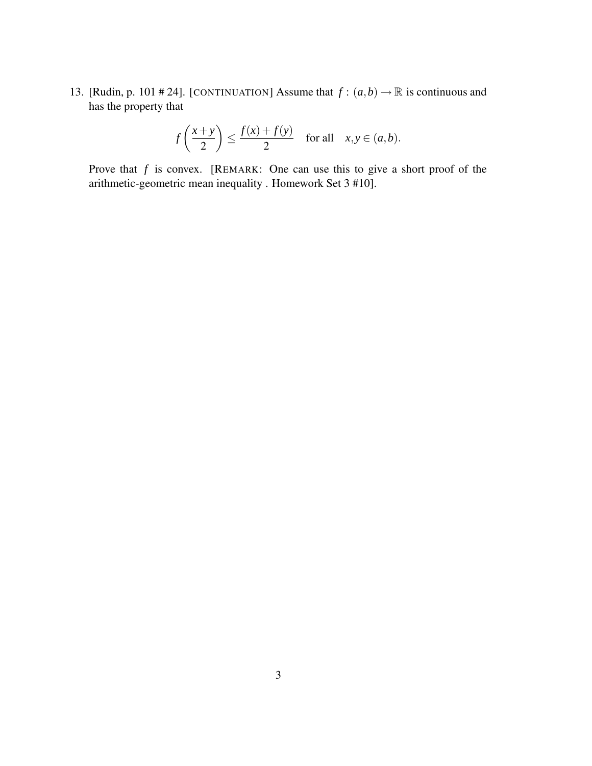13. [Rudin, p. 101 # 24]. [CONTINUATION] Assume that $f : (a,b) \to \mathbb{R}$ is continuous and has the property that

$$f\left(\frac{x+y}{2}\right) \leq \frac{f(x)+f(y)}{2} \quad \text{for all} \quad x,y \in (a,b).$$

Prove that $f$ is convex. [REMARK: One can use this to give a short proof of the arithmetic-geometric mean inequality . Homework Set 3 #10].